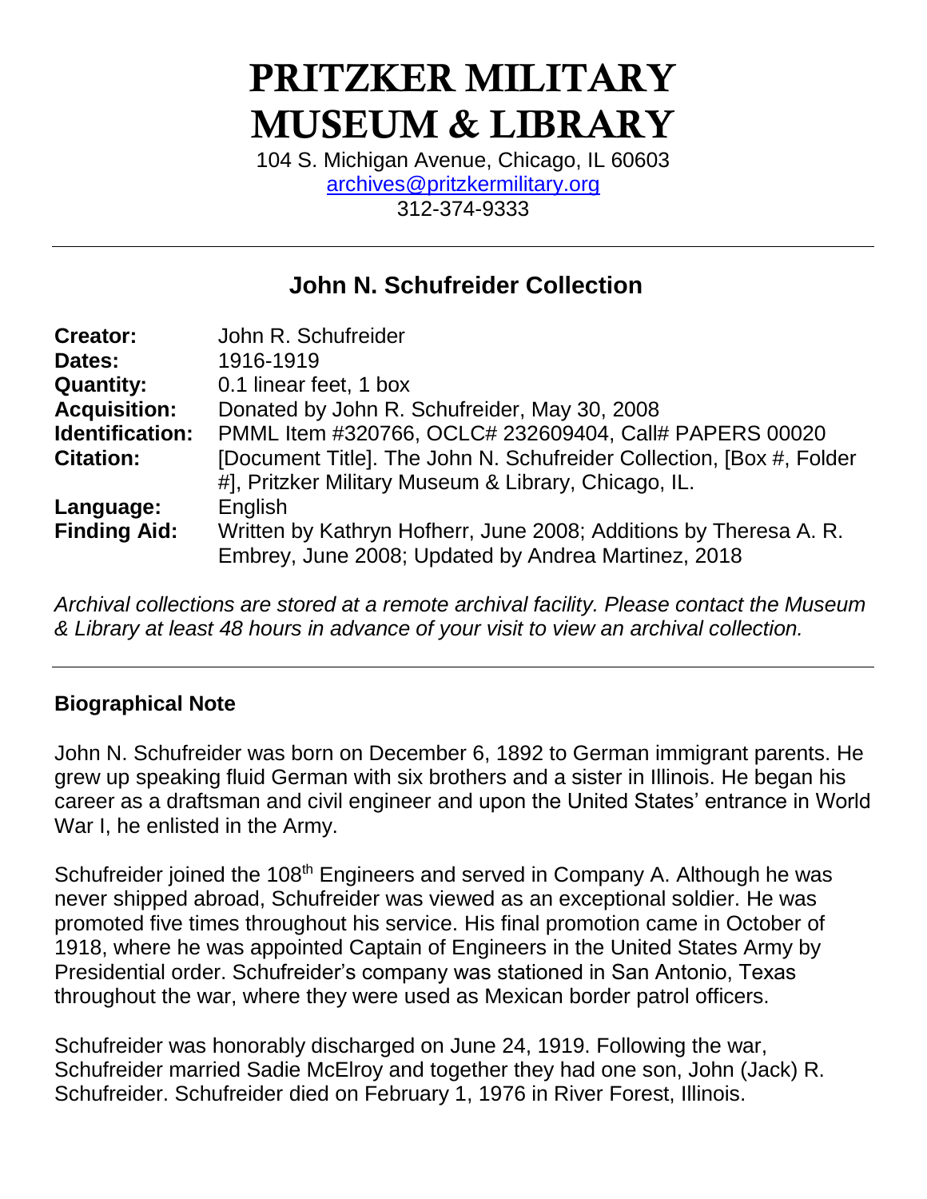# PRITZKER MILITARY MUSEUM & LIBRARY

104 S. Michigan Avenue, Chicago, IL 60603
archives@pritzkermilitary.org
312-374-9333

---

## John N. Schufreider Collection

| | |
|---|---|
| **Creator:** | John R. Schufreider |
| **Dates:** | 1916-1919 |
| **Quantity:** | 0.1 linear feet, 1 box |
| **Acquisition:** | Donated by John R. Schufreider, May 30, 2008 |
| **Identification:** | PMML Item #320766, OCLC# 232609404, Call# PAPERS 00020 |
| **Citation:** | [Document Title]. The John N. Schufreider Collection, [Box #, Folder #], Pritzker Military Museum & Library, Chicago, IL. |
| **Language:** | English |
| **Finding Aid:** | Written by Kathryn Hofherr, June 2008; Additions by Theresa A. R. Embrey, June 2008; Updated by Andrea Martinez, 2018 |

*Archival collections are stored at a remote archival facility. Please contact the Museum & Library at least 48 hours in advance of your visit to view an archival collection.*

---

### Biographical Note

John N. Schufreider was born on December 6, 1892 to German immigrant parents. He grew up speaking fluid German with six brothers and a sister in Illinois. He began his career as a draftsman and civil engineer and upon the United States' entrance in World War I, he enlisted in the Army.

Schufreider joined the 108th Engineers and served in Company A. Although he was never shipped abroad, Schufreider was viewed as an exceptional soldier. He was promoted five times throughout his service. His final promotion came in October of 1918, where he was appointed Captain of Engineers in the United States Army by Presidential order. Schufreider's company was stationed in San Antonio, Texas throughout the war, where they were used as Mexican border patrol officers.

Schufreider was honorably discharged on June 24, 1919. Following the war, Schufreider married Sadie McElroy and together they had one son, John (Jack) R. Schufreider. Schufreider died on February 1, 1976 in River Forest, Illinois.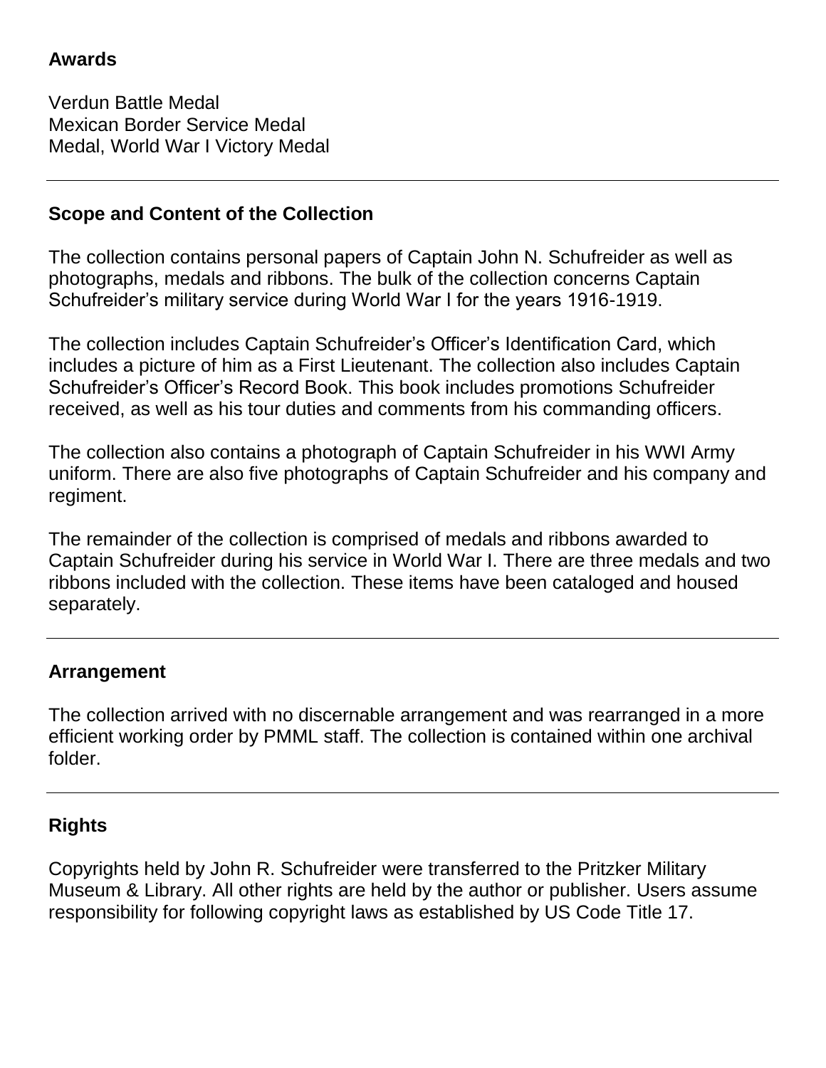## Awards

Verdun Battle Medal
Mexican Border Service Medal
Medal, World War I Victory Medal

---

## Scope and Content of the Collection

The collection contains personal papers of Captain John N. Schufreider as well as photographs, medals and ribbons. The bulk of the collection concerns Captain Schufreider's military service during World War I for the years 1916-1919.

The collection includes Captain Schufreider's Officer's Identification Card, which includes a picture of him as a First Lieutenant. The collection also includes Captain Schufreider's Officer's Record Book. This book includes promotions Schufreider received, as well as his tour duties and comments from his commanding officers.

The collection also contains a photograph of Captain Schufreider in his WWI Army uniform. There are also five photographs of Captain Schufreider and his company and regiment.

The remainder of the collection is comprised of medals and ribbons awarded to Captain Schufreider during his service in World War I. There are three medals and two ribbons included with the collection. These items have been cataloged and housed separately.

---

## Arrangement

The collection arrived with no discernable arrangement and was rearranged in a more efficient working order by PMML staff. The collection is contained within one archival folder.

---

## Rights

Copyrights held by John R. Schufreider were transferred to the Pritzker Military Museum & Library. All other rights are held by the author or publisher. Users assume responsibility for following copyright laws as established by US Code Title 17.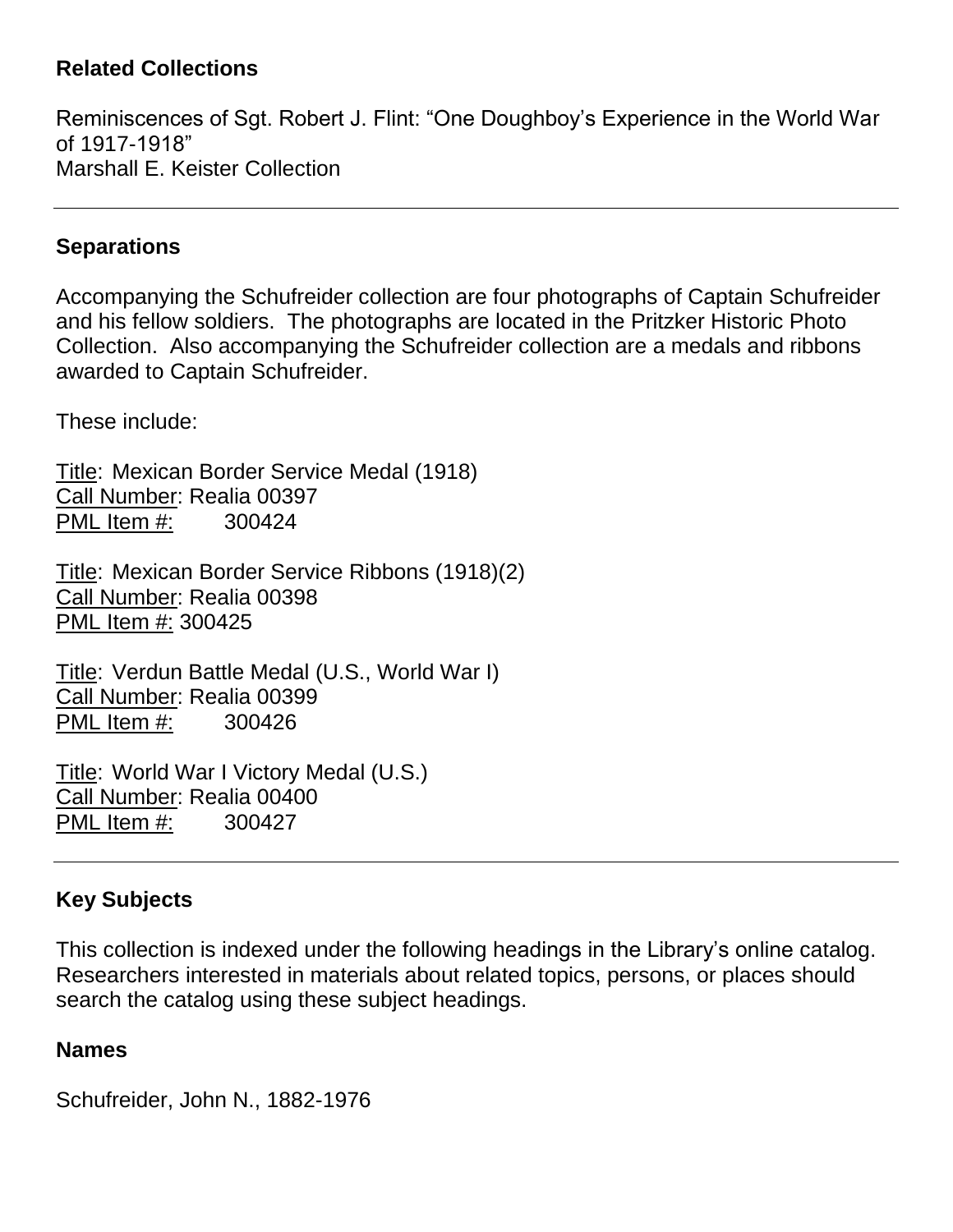### Related Collections

Reminiscences of Sgt. Robert J. Flint: "One Doughboy's Experience in the World War of 1917-1918"
Marshall E. Keister Collection

---

### Separations

Accompanying the Schufreider collection are four photographs of Captain Schufreider and his fellow soldiers. The photographs are located in the Pritzker Historic Photo Collection. Also accompanying the Schufreider collection are a medals and ribbons awarded to Captain Schufreider.

These include:

Title: Mexican Border Service Medal (1918)
Call Number: Realia 00397
PML Item #: 300424

Title: Mexican Border Service Ribbons (1918)(2)
Call Number: Realia 00398
PML Item #: 300425

Title: Verdun Battle Medal (U.S., World War I)
Call Number: Realia 00399
PML Item #: 300426

Title: World War I Victory Medal (U.S.)
Call Number: Realia 00400
PML Item #: 300427

---

### Key Subjects

This collection is indexed under the following headings in the Library's online catalog. Researchers interested in materials about related topics, persons, or places should search the catalog using these subject headings.

### Names

Schufreider, John N., 1882-1976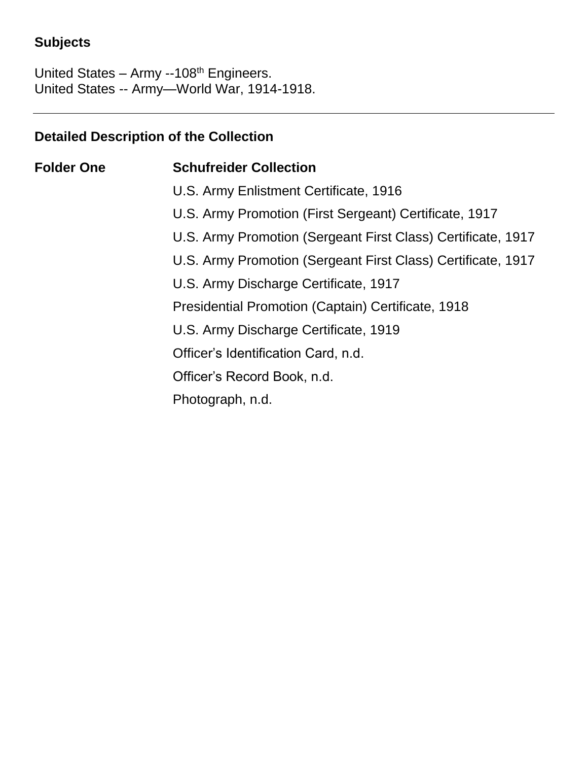**Subjects**

United States – Army --108th Engineers.
United States -- Army—World War, 1914-1918.

---

**Detailed Description of the Collection**

| | |
|---|---|
| **Folder One** | **Schufreider Collection** |
| | U.S. Army Enlistment Certificate, 1916 |
| | U.S. Army Promotion (First Sergeant) Certificate, 1917 |
| | U.S. Army Promotion (Sergeant First Class) Certificate, 1917 |
| | U.S. Army Promotion (Sergeant First Class) Certificate, 1917 |
| | U.S. Army Discharge Certificate, 1917 |
| | Presidential Promotion (Captain) Certificate, 1918 |
| | U.S. Army Discharge Certificate, 1919 |
| | Officer's Identification Card, n.d. |
| | Officer's Record Book, n.d. |
| | Photograph, n.d. |